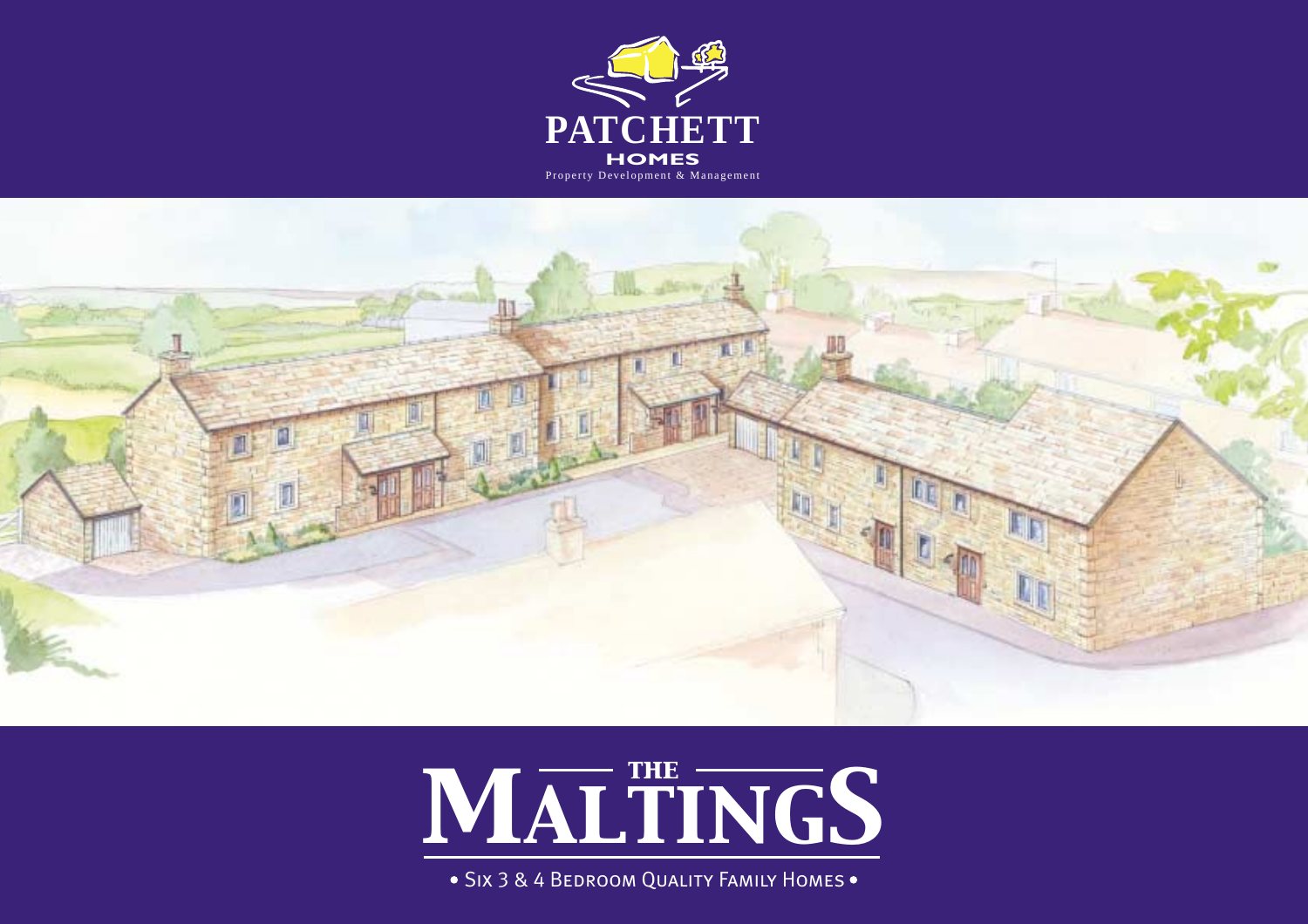PATCHETT

HOMES

Property Development & Management

# THE MALTINGS

• Six 3 & 4 Bedroom Quality Family Homes •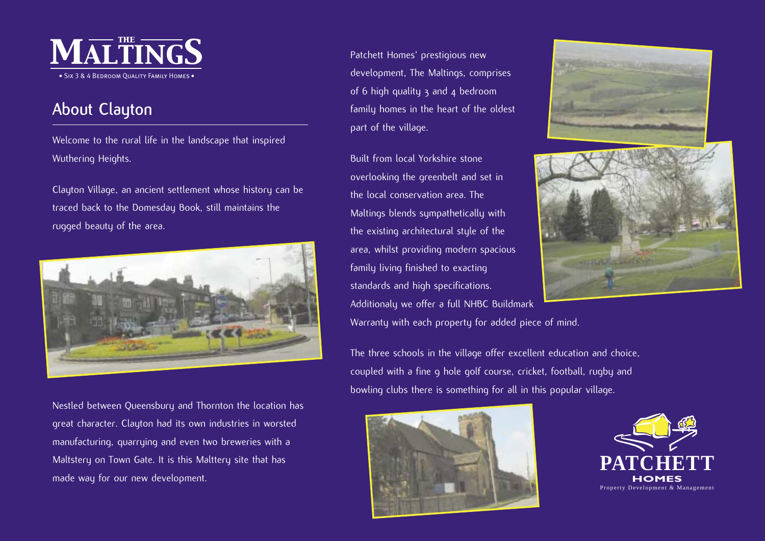# THE MALTINGS

• Six 3 & 4 Bedroom Quality Family Homes •

## About Clayton

Welcome to the rural life in the landscape that inspired Wuthering Heights.

Clayton Village, an ancient settlement whose history can be traced back to the Domesday Book, still maintains the rugged beauty of the area.

Nestled between Queensbury and Thornton the location has great character. Clayton had its own industries in worsted manufacturing, quarrying and even two breweries with a Maltstery on Town Gate. It is this Malttery site that has made way for our new development.

Patchett Homes' prestigious new development, The Maltings, comprises of 6 high quality 3 and 4 bedroom family homes in the heart of the oldest part of the village.

Built from local Yorkshire stone overlooking the greenbelt and set in the local conservation area. The Maltings blends sympathetically with the existing architectural style of the area, whilst providing modern spacious family living finished to exacting standards and high specifications. Additionaly we offer a full NHBC Buildmark Warranty with each property for added piece of mind.

The three schools in the village offer excellent education and choice, coupled with a fine 9 hole golf course, cricket, football, rugby and bowling clubs there is something for all in this popular village.

PATCHETT HOMES

Property Development & Management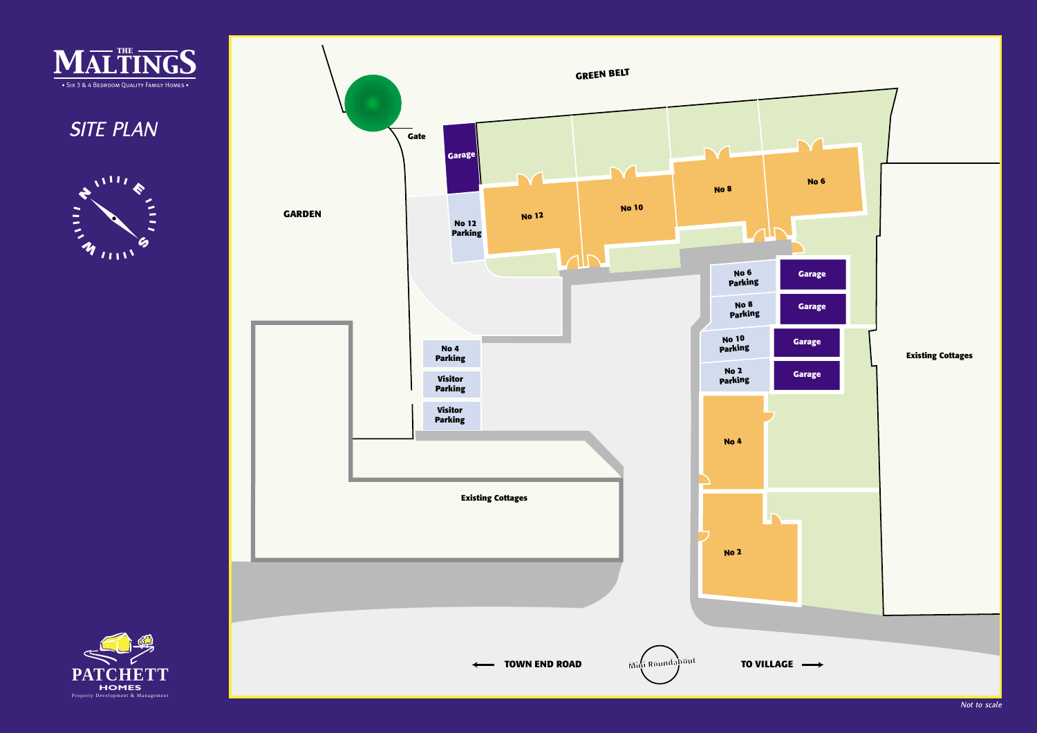# THE MALTINGS

• Six 3 & 4 Bedroom Quality Family Homes •

## SITE PLAN

GREEN BELT

Gate

Garage

GARDEN

No 12 Parking

No 12

No 10

No 8

No 6

No 6 Parking

Garage

No 8 Parking

Garage

No 10 Parking

Garage

No 2 Parking

Garage

No 4 Parking

Visitor Parking

Visitor Parking

Existing Cottages

No 4

No 2

Existing Cottages

← TOWN END ROAD

Mini Roundabout

TO VILLAGE →

*Not to scale*

PATCHETT HOMES

Property Development & Management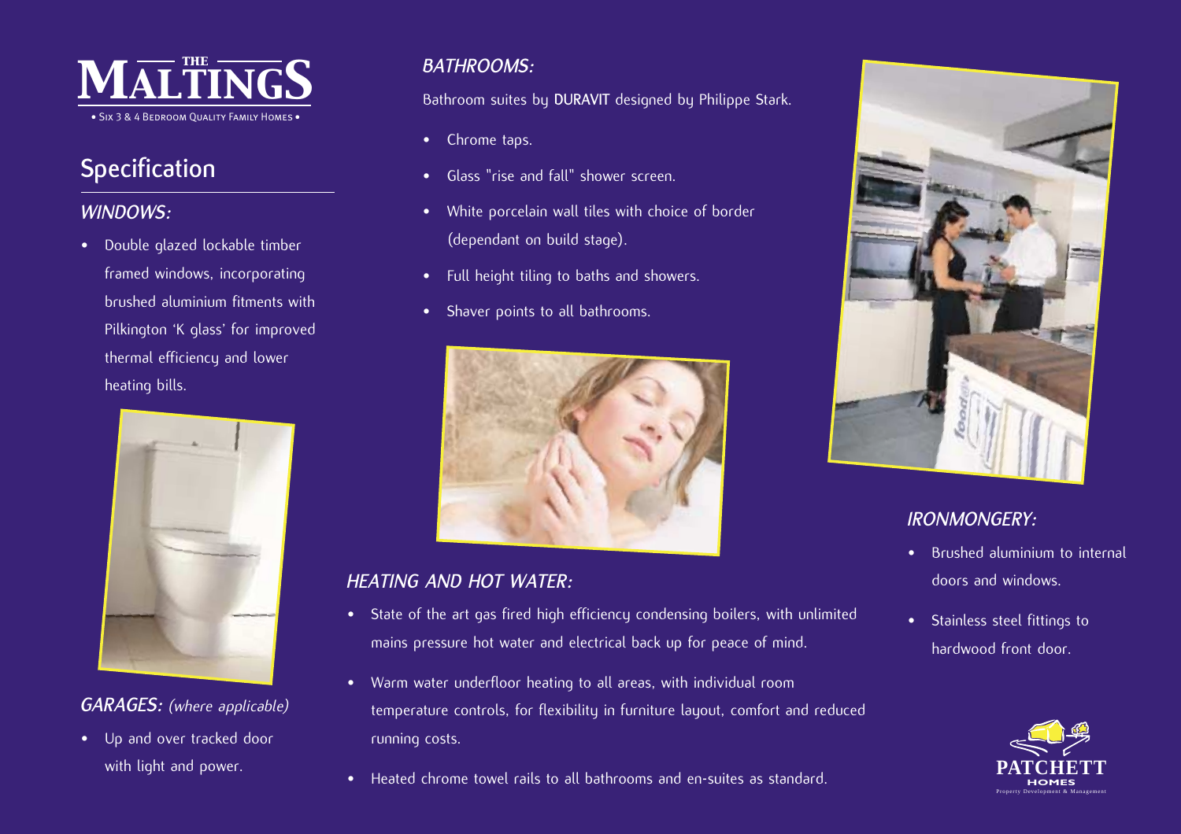# THE MALTINGS

• Six 3 & 4 Bedroom Quality Family Homes •

## Specification

### WINDOWS:

- Double glazed lockable timber framed windows, incorporating brushed aluminium fitments with Pilkington 'K glass' for improved thermal efficiency and lower heating bills.

### GARAGES: *(where applicable)*

- Up and over tracked door with light and power.

### BATHROOMS:

Bathroom suites by **DURAVIT** designed by Philippe Stark.

- Chrome taps.
- Glass "rise and fall" shower screen.
- White porcelain wall tiles with choice of border (dependant on build stage).
- Full height tiling to baths and showers.
- Shaver points to all bathrooms.

### HEATING AND HOT WATER:

- State of the art gas fired high efficiency condensing boilers, with unlimited mains pressure hot water and electrical back up for peace of mind.
- Warm water underfloor heating to all areas, with individual room temperature controls, for flexibility in furniture layout, comfort and reduced running costs.
- Heated chrome towel rails to all bathrooms and en-suites as standard.

### IRONMONGERY:

- Brushed aluminium to internal doors and windows.
- Stainless steel fittings to hardwood front door.

PATCHETT HOMES
Property Development & Management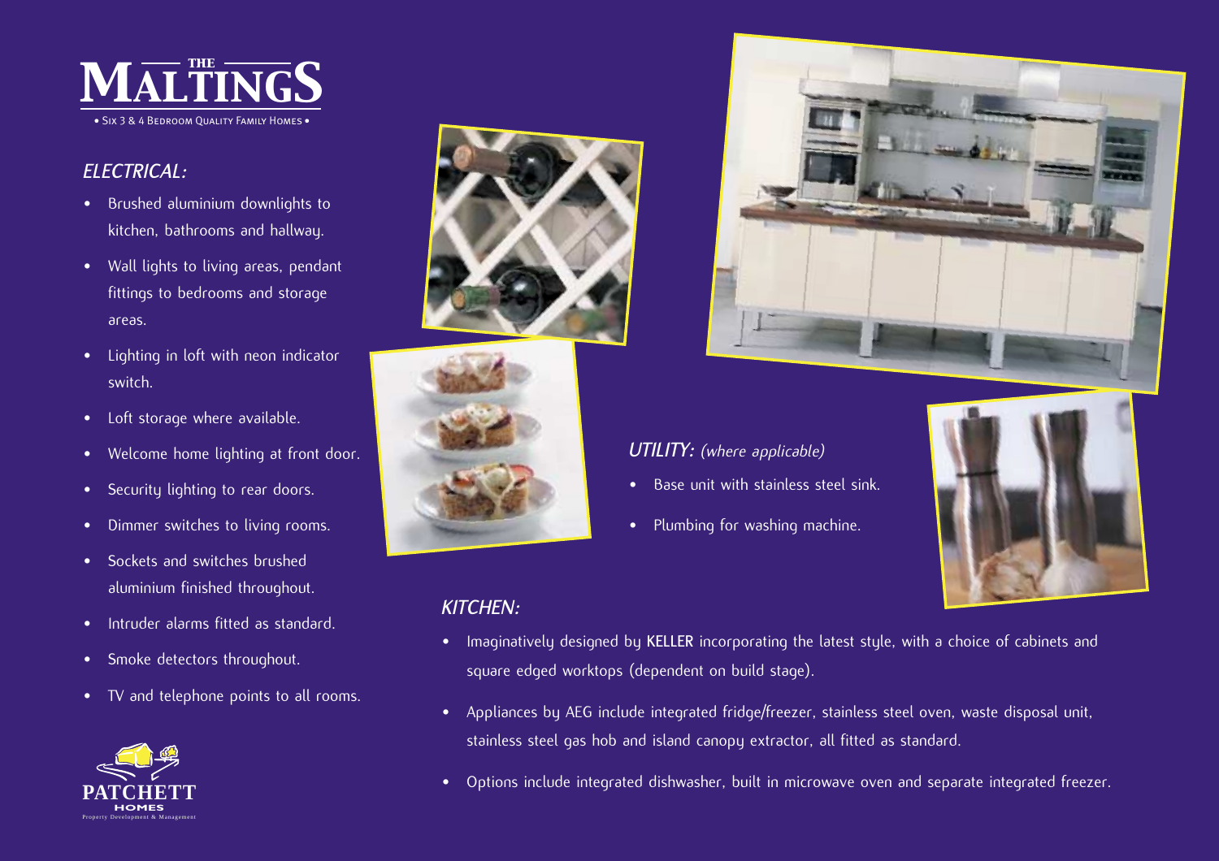# THE MALTINGS

• Six 3 & 4 Bedroom Quality Family Homes •

## *ELECTRICAL:*

- Brushed aluminium downlights to kitchen, bathrooms and hallway.
- Wall lights to living areas, pendant fittings to bedrooms and storage areas.
- Lighting in loft with neon indicator switch.
- Loft storage where available.
- Welcome home lighting at front door.
- Security lighting to rear doors.
- Dimmer switches to living rooms.
- Sockets and switches brushed aluminium finished throughout.
- Intruder alarms fitted as standard.
- Smoke detectors throughout.
- TV and telephone points to all rooms.

## *UTILITY:* *(where applicable)*

- Base unit with stainless steel sink.
- Plumbing for washing machine.

## *KITCHEN:*

- Imaginatively designed by **KELLER** incorporating the latest style, with a choice of cabinets and square edged worktops (dependent on build stage).
- Appliances by AEG include integrated fridge/freezer, stainless steel oven, waste disposal unit, stainless steel gas hob and island canopy extractor, all fitted as standard.
- Options include integrated dishwasher, built in microwave oven and separate integrated freezer.

PATCHETT HOMES
Property Development & Management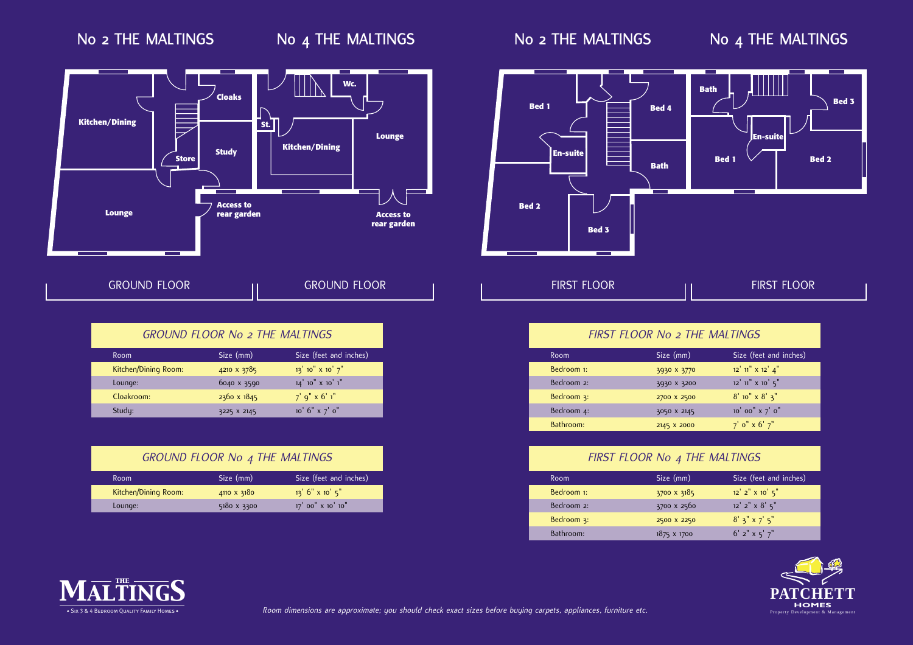## No 2 THE MALTINGS — GROUND FLOOR

Kitchen/Dining, Cloaks, Store, Study, Lounge, Access to rear garden

## No 4 THE MALTINGS — GROUND FLOOR

Wc., St., Kitchen/Dining, Lounge, Access to rear garden

## No 2 THE MALTINGS — FIRST FLOOR

Bed 1, En-suite, Bed 4, Bath, Bed 2, Bed 3

## No 4 THE MALTINGS — FIRST FLOOR

Bath, Bed 3, En-suite, Bed 1, Bed 2

### *GROUND FLOOR No 2 THE MALTINGS*

| Room | Size (mm) | Size (feet and inches) |
|---|---|---|
| Kitchen/Dining Room: | 4210 x 3785 | 13' 10" x 10' 7" |
| Lounge: | 6040 x 3590 | 14' 10" x 10' 1" |
| Cloakroom: | 2360 x 1845 | 7' 9" x 6' 1" |
| Study: | 3225 x 2145 | 10' 6" x 7' 0" |

### *GROUND FLOOR No 4 THE MALTINGS*

| Room | Size (mm) | Size (feet and inches) |
|---|---|---|
| Kitchen/Dining Room: | 4110 x 3180 | 13' 6" x 10' 5" |
| Lounge: | 5180 x 3300 | 17' 00" x 10' 10" |

### *FIRST FLOOR No 2 THE MALTINGS*

| Room | Size (mm) | Size (feet and inches) |
|---|---|---|
| Bedroom 1: | 3930 x 3770 | 12' 11" x 12' 4" |
| Bedroom 2: | 3930 x 3200 | 12' 11" x 10' 5" |
| Bedroom 3: | 2700 x 2500 | 8' 10" x 8' 3" |
| Bedroom 4: | 3050 x 2145 | 10' 00" x 7' 0" |
| Bathroom: | 2145 x 2000 | 7' 0" x 6' 7" |

### *FIRST FLOOR No 4 THE MALTINGS*

| Room | Size (mm) | Size (feet and inches) |
|---|---|---|
| Bedroom 1: | 3700 x 3185 | 12' 2" x 10' 5" |
| Bedroom 2: | 3700 x 2560 | 12' 2" x 8' 5" |
| Bedroom 3: | 2500 x 2250 | 8' 3" x 7' 5" |
| Bathroom: | 1875 x 1700 | 6' 2" x 5' 7" |

THE MALTINGS • Six 3 & 4 Bedroom Quality Family Homes •

*Room dimensions are approximate; you should check exact sizes before buying carpets, appliances, furniture etc.*

PATCHETT HOMES Property Development & Management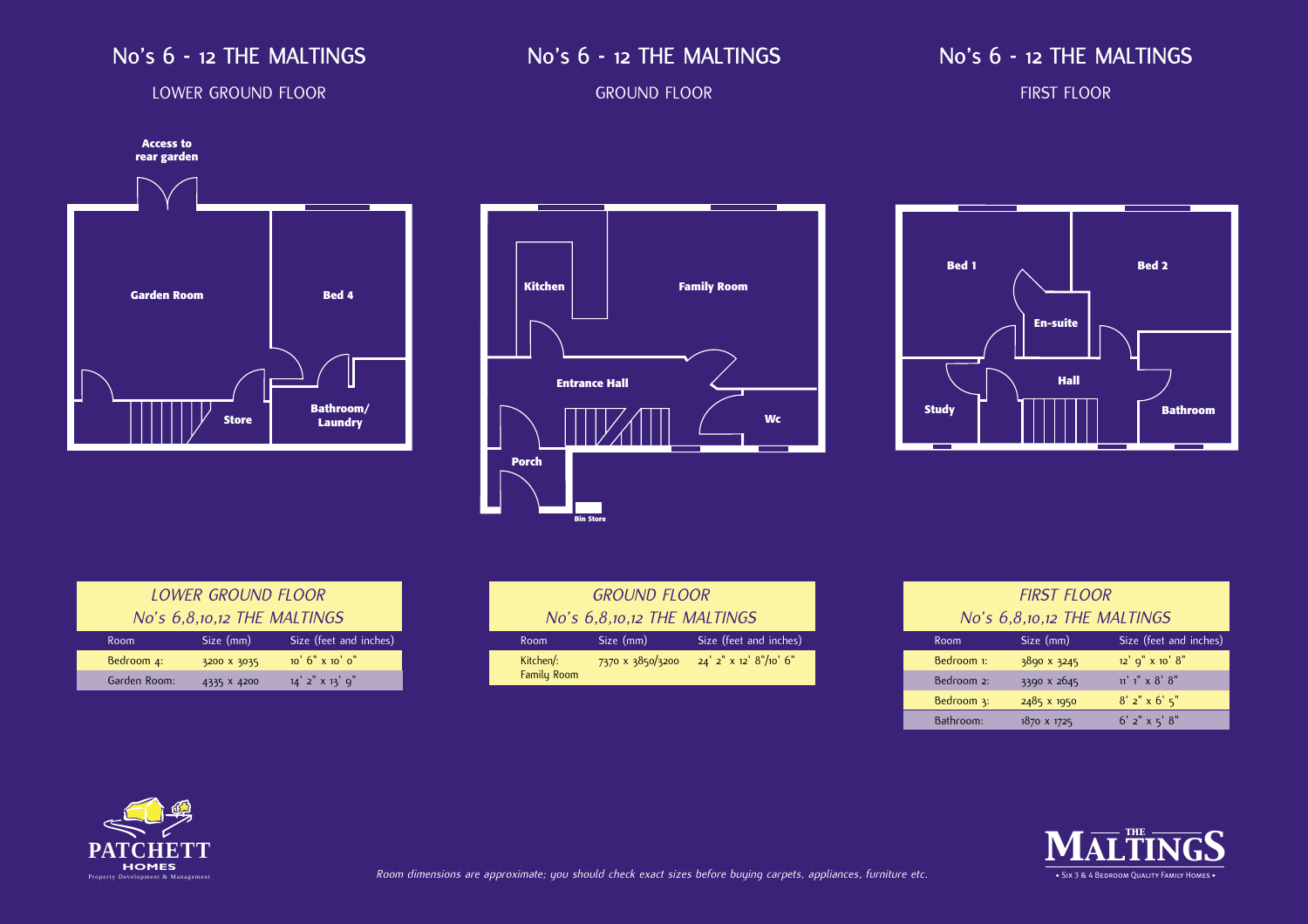## No's 6 - 12 THE MALTINGS

### LOWER GROUND FLOOR

Access to rear garden

Garden Room

Bed 4

Store

Bathroom/ Laundry

## No's 6 - 12 THE MALTINGS

### GROUND FLOOR

Kitchen

Family Room

Entrance Hall

Wc

Porch

Bin Store

## No's 6 - 12 THE MALTINGS

### FIRST FLOOR

Bed 1

Bed 2

En-suite

Hall

Study

Bathroom

| *LOWER GROUND FLOOR No's 6,8,10,12 THE MALTINGS* | | |
|---|---|---|
| Room | Size (mm) | Size (feet and inches) |
| Bedroom 4: | 3200 x 3035 | 10' 6" x 10' 0" |
| Garden Room: | 4335 x 4200 | 14' 2" x 13' 9" |

| *GROUND FLOOR No's 6,8,10,12 THE MALTINGS* | | |
|---|---|---|
| Room | Size (mm) | Size (feet and inches) |
| Kitchen/: Family Room | 7370 x 3850/3200 | 24' 2" x 12' 8"/10' 6" |

| *FIRST FLOOR No's 6,8,10,12 THE MALTINGS* | | |
|---|---|---|
| Room | Size (mm) | Size (feet and inches) |
| Bedroom 1: | 3890 x 3245 | 12' 9" x 10' 8" |
| Bedroom 2: | 3390 x 2645 | 11' 1" x 8' 8" |
| Bedroom 3: | 2485 x 1950 | 8' 2" x 6' 5" |
| Bathroom: | 1870 x 1725 | 6' 2" x 5' 8" |

PATCHETT HOMES
Property Development & Management

*Room dimensions are approximate; you should check exact sizes before buying carpets, appliances, furniture etc.*

THE MALTINGS
• Six 3 & 4 Bedroom Quality Family Homes •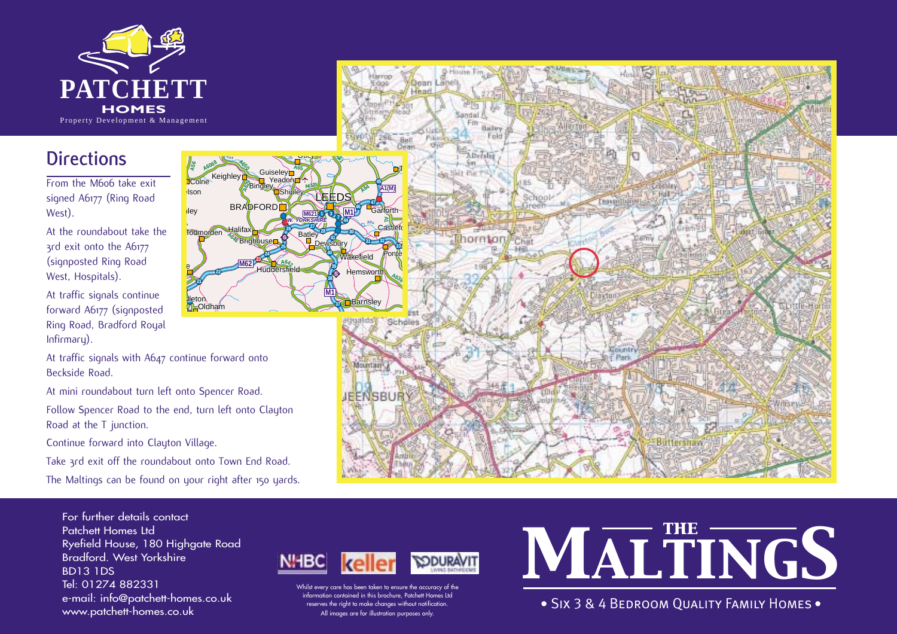PATCHETT
HOMES
Property Development & Management

## Directions

From the M606 take exit signed A6177 (Ring Road West).

At the roundabout take the 3rd exit onto the A6177 (signposted Ring Road West, Hospitals).

At traffic signals continue forward A6177 (signposted Ring Road, Bradford Royal Infirmary).

At traffic signals with A647 continue forward onto Beckside Road.

At mini roundabout turn left onto Spencer Road.

Follow Spencer Road to the end, turn left onto Clayton Road at the T junction.

Continue forward into Clayton Village.

Take 3rd exit off the roundabout onto Town End Road.

The Maltings can be found on your right after 150 yards.

For further details contact
Patchett Homes Ltd
Ryefield House, 180 Highgate Road
Bradford. West Yorkshire
BD13 1DS
Tel: 01274 882331
e-mail: info@patchett-homes.co.uk
www.patchett-homes.co.uk

NHBC keller DURAVIT

Whilst every care has been taken to ensure the accuracy of the information contained in this brochure, Patchett Homes Ltd reserves the right to make changes without notification. All images are for illustration purposes only.

# THE MALTINGS

• Six 3 & 4 Bedroom Quality Family Homes •